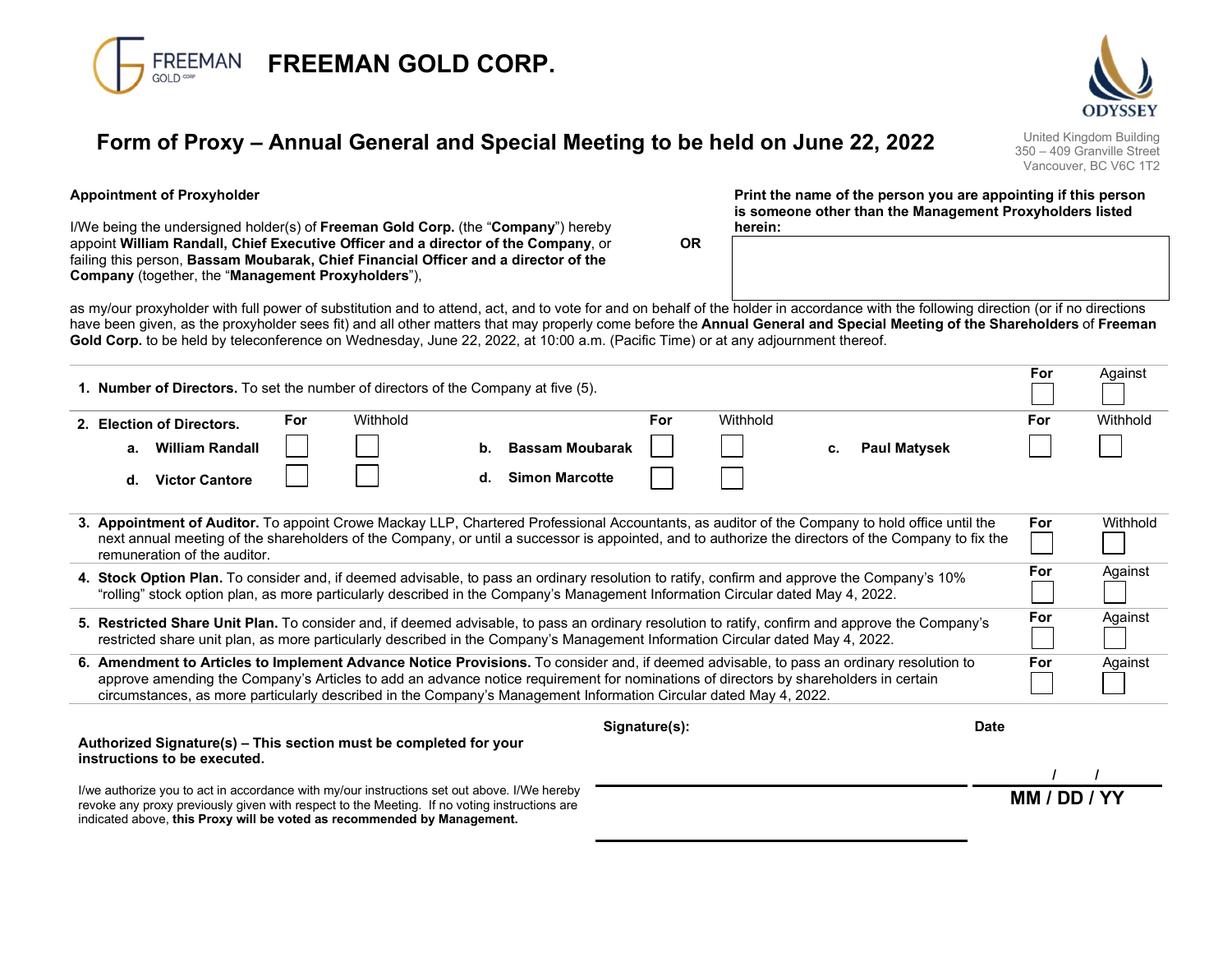# FREEMAN GOLD CORP.

ODYSSEY

United Kingdom Building
350 – 409 Granville Street
Vancouver, BC V6C 1T2

## Form of Proxy – Annual General and Special Meeting to be held on June 22, 2022

**Appointment of Proxyholder**

I/We being the undersigned holder(s) of **Freeman Gold Corp.** (the "**Company**") hereby appoint **William Randall, Chief Executive Officer and a director of the Company**, or failing this person, **Bassam Moubarak, Chief Financial Officer and a director of the Company** (together, the "**Management Proxyholders**"),

**OR**

**Print the name of the person you are appointing if this person is someone other than the Management Proxyholders listed herein:**

as my/our proxyholder with full power of substitution and to attend, act, and to vote for and on behalf of the holder in accordance with the following direction (or if no directions have been given, as the proxyholder sees fit) and all other matters that may properly come before the **Annual General and Special Meeting of the Shareholders** of **Freeman Gold Corp.** to be held by teleconference on Wednesday, June 22, 2022, at 10:00 a.m. (Pacific Time) or at any adjournment thereof.

| | For | Against |
|---|---|---|
| 1. **Number of Directors.** To set the number of directors of the Company at five (5). | ☐ | ☐ |

2. **Election of Directors.**

| | For | Withhold |
|---|---|---|
| a. **William Randall** | ☐ | ☐ |
| b. **Bassam Moubarak** | ☐ | ☐ |
| c. **Paul Matysek** | ☐ | ☐ |
| d. **Victor Cantore** | ☐ | ☐ |
| d. **Simon Marcotte** | ☐ | ☐ |

| | For | Withhold |
|---|---|---|
| 3. **Appointment of Auditor.** To appoint Crowe Mackay LLP, Chartered Professional Accountants, as auditor of the Company to hold office until the next annual meeting of the shareholders of the Company, or until a successor is appointed, and to authorize the directors of the Company to fix the remuneration of the auditor. | ☐ | ☐ |

| | For | Against |
|---|---|---|
| 4. **Stock Option Plan.** To consider and, if deemed advisable, to pass an ordinary resolution to ratify, confirm and approve the Company's 10% "rolling" stock option plan, as more particularly described in the Company's Management Information Circular dated May 4, 2022. | ☐ | ☐ |
| 5. **Restricted Share Unit Plan.** To consider and, if deemed advisable, to pass an ordinary resolution to ratify, confirm and approve the Company's restricted share unit plan, as more particularly described in the Company's Management Information Circular dated May 4, 2022. | ☐ | ☐ |
| 6. **Amendment to Articles to Implement Advance Notice Provisions.** To consider and, if deemed advisable, to pass an ordinary resolution to approve amending the Company's Articles to add an advance notice requirement for nominations of directors by shareholders in certain circumstances, as more particularly described in the Company's Management Information Circular dated May 4, 2022. | ☐ | ☐ |

**Authorized Signature(s) – This section must be completed for your instructions to be executed.**

I/we authorize you to act in accordance with my/our instructions set out above. I/We hereby revoke any proxy previously given with respect to the Meeting. If no voting instructions are indicated above, **this Proxy will be voted as recommended by Management.**

**Signature(s):** ____________________

____________________

**Date** / /

**MM / DD / YY**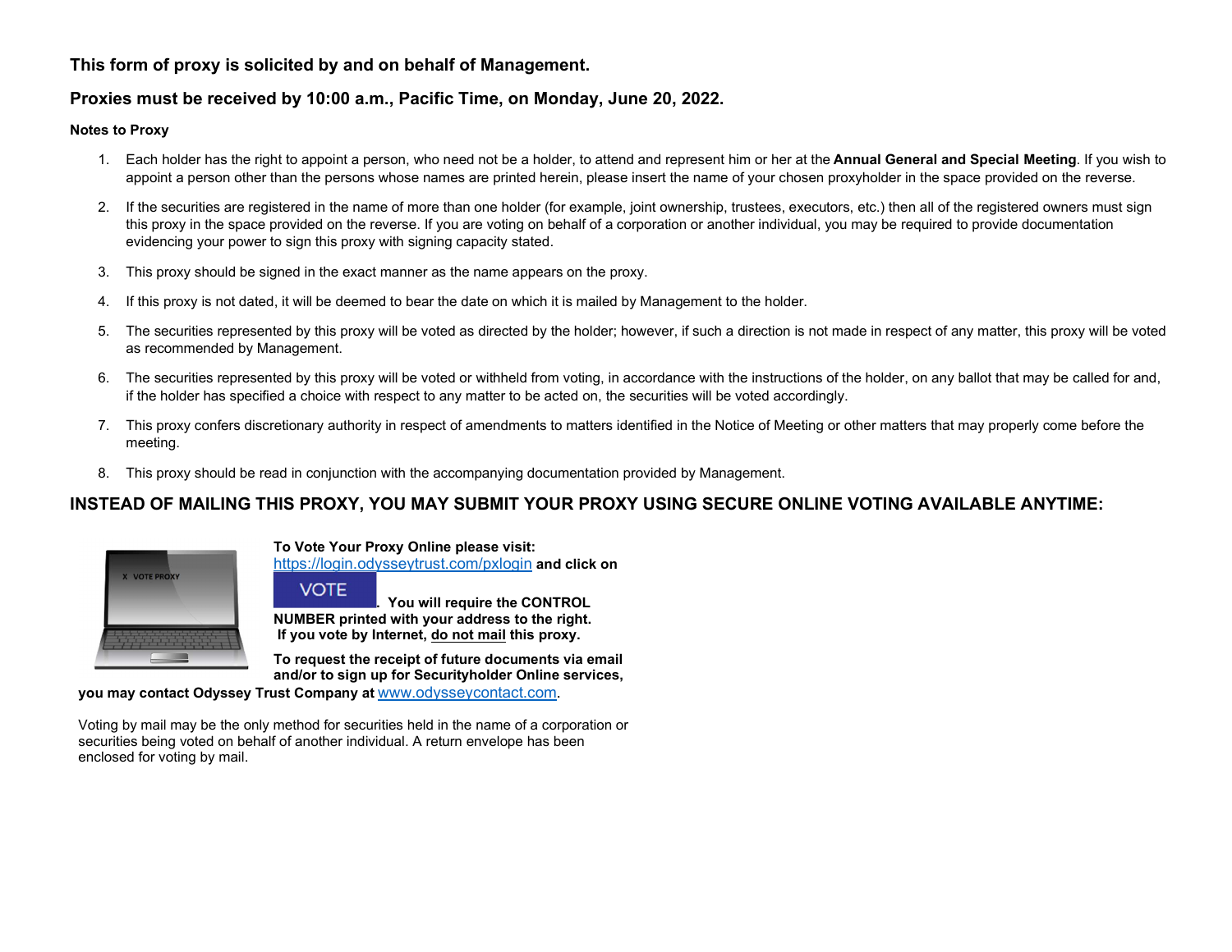**This form of proxy is solicited by and on behalf of Management.**

**Proxies must be received by 10:00 a.m., Pacific Time, on Monday, June 20, 2022.**

**Notes to Proxy**

1. Each holder has the right to appoint a person, who need not be a holder, to attend and represent him or her at the **Annual General and Special Meeting**. If you wish to appoint a person other than the persons whose names are printed herein, please insert the name of your chosen proxyholder in the space provided on the reverse.
2. If the securities are registered in the name of more than one holder (for example, joint ownership, trustees, executors, etc.) then all of the registered owners must sign this proxy in the space provided on the reverse. If you are voting on behalf of a corporation or another individual, you may be required to provide documentation evidencing your power to sign this proxy with signing capacity stated.
3. This proxy should be signed in the exact manner as the name appears on the proxy.
4. If this proxy is not dated, it will be deemed to bear the date on which it is mailed by Management to the holder.
5. The securities represented by this proxy will be voted as directed by the holder; however, if such a direction is not made in respect of any matter, this proxy will be voted as recommended by Management.
6. The securities represented by this proxy will be voted or withheld from voting, in accordance with the instructions of the holder, on any ballot that may be called for and, if the holder has specified a choice with respect to any matter to be acted on, the securities will be voted accordingly.
7. This proxy confers discretionary authority in respect of amendments to matters identified in the Notice of Meeting or other matters that may properly come before the meeting.
8. This proxy should be read in conjunction with the accompanying documentation provided by Management.

**INSTEAD OF MAILING THIS PROXY, YOU MAY SUBMIT YOUR PROXY USING SECURE ONLINE VOTING AVAILABLE ANYTIME:**

**To Vote Your Proxy Online please visit:** https://login.odysseytrust.com/pxlogin **and click on** VOTE**. You will require the CONTROL NUMBER printed with your address to the right. If you vote by Internet, do not mail this proxy.**

**To request the receipt of future documents via email and/or to sign up for Securityholder Online services, you may contact Odyssey Trust Company at** www.odysseycontact.com.

Voting by mail may be the only method for securities held in the name of a corporation or securities being voted on behalf of another individual. A return envelope has been enclosed for voting by mail.